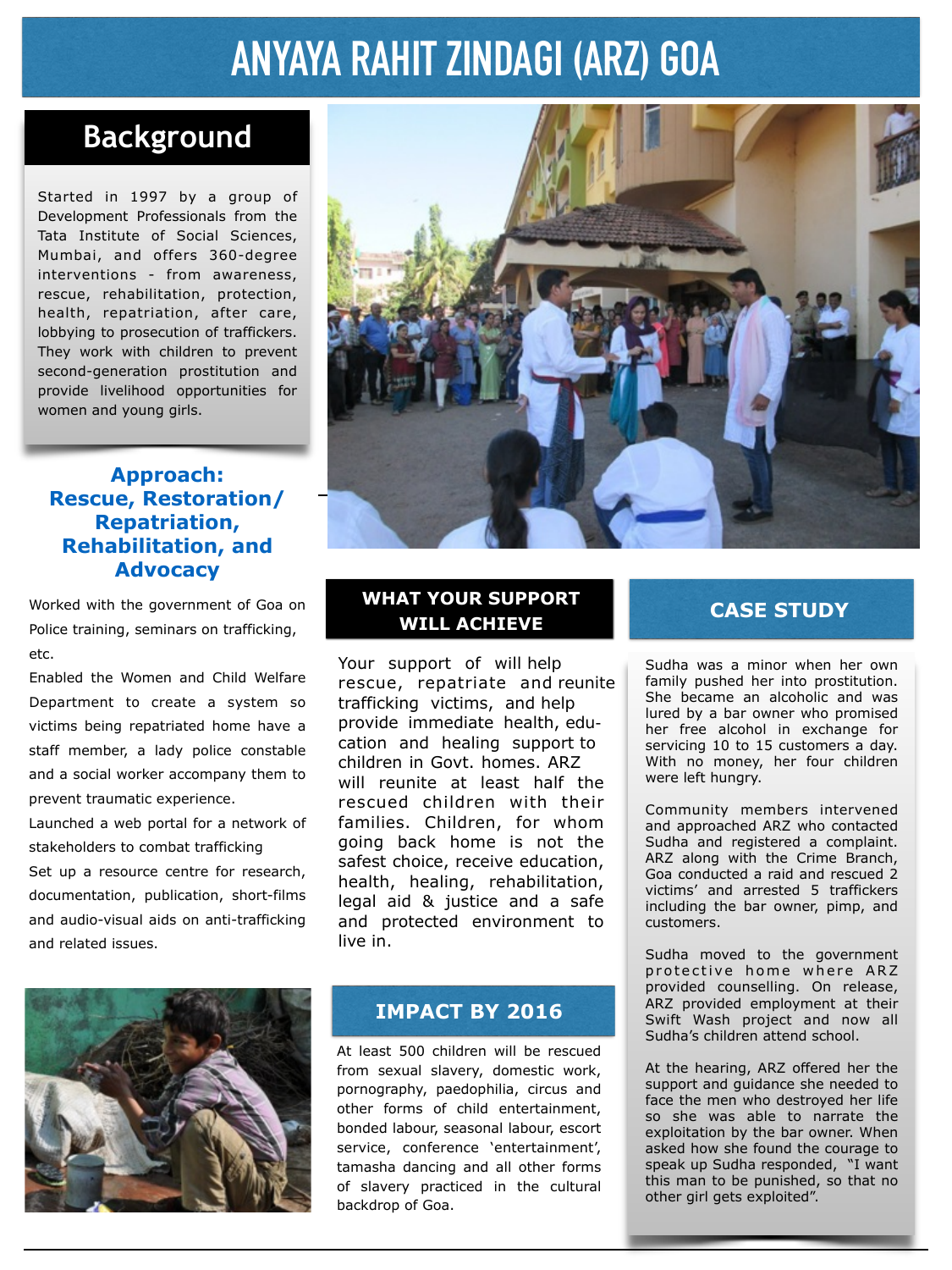# ANYAYA RAHIT ZINDAGI (ARZ) GOA

## Background

Started in 1997 by a group of Development Professionals from the Tata Institute of Social Sciences, Mumbai, and offers 360-degree interventions - from awareness, rescue, rehabilitation, protection, health, repatriation, after care, lobbying to prosecution of traffickers. They work with children to prevent second-generation prostitution and provide livelihood opportunities for women and young girls.

### Approach: Rescue, Restoration/ Repatriation, Rehabilitation, and Advocacy

Worked with the government of Goa on Police training, seminars on trafficking, etc.

Enabled the Women and Child Welfare Department to create a system so victims being repatriated home have a staff member, a lady police constable and a social worker accompany them to prevent traumatic experience.

Launched a web portal for a network of stakeholders to combat trafficking

Set up a resource centre for research, documentation, publication, short-films and audio-visual aids on anti-trafficking and related issues.

## WHAT YOUR SUPPORT WILL ACHIEVE

Your support of will help rescue, repatriate and reunite trafficking victims, and help provide immediate health, education and healing support to children in Govt. homes. ARZ will reunite at least half the rescued children with their families. Children, for whom going back home is not the safest choice, receive education, health, healing, rehabilitation, legal aid & justice and a safe and protected environment to live in.

## IMPACT BY 2016

At least 500 children will be rescued from sexual slavery, domestic work, pornography, paedophilia, circus and other forms of child entertainment, bonded labour, seasonal labour, escort service, conference 'entertainment', tamasha dancing and all other forms of slavery practiced in the cultural backdrop of Goa.

## CASE STUDY

Sudha was a minor when her own family pushed her into prostitution. She became an alcoholic and was lured by a bar owner who promised her free alcohol in exchange for servicing 10 to 15 customers a day. With no money, her four children were left hungry.

Community members intervened and approached ARZ who contacted Sudha and registered a complaint. ARZ along with the Crime Branch, Goa conducted a raid and rescued 2 victims' and arrested 5 traffickers including the bar owner, pimp, and customers.

Sudha moved to the government protective home where ARZ provided counselling. On release, ARZ provided employment at their Swift Wash project and now all Sudha's children attend school.

At the hearing, ARZ offered her the support and guidance she needed to face the men who destroyed her life so she was able to narrate the exploitation by the bar owner. When asked how she found the courage to speak up Sudha responded, "I want this man to be punished, so that no other girl gets exploited".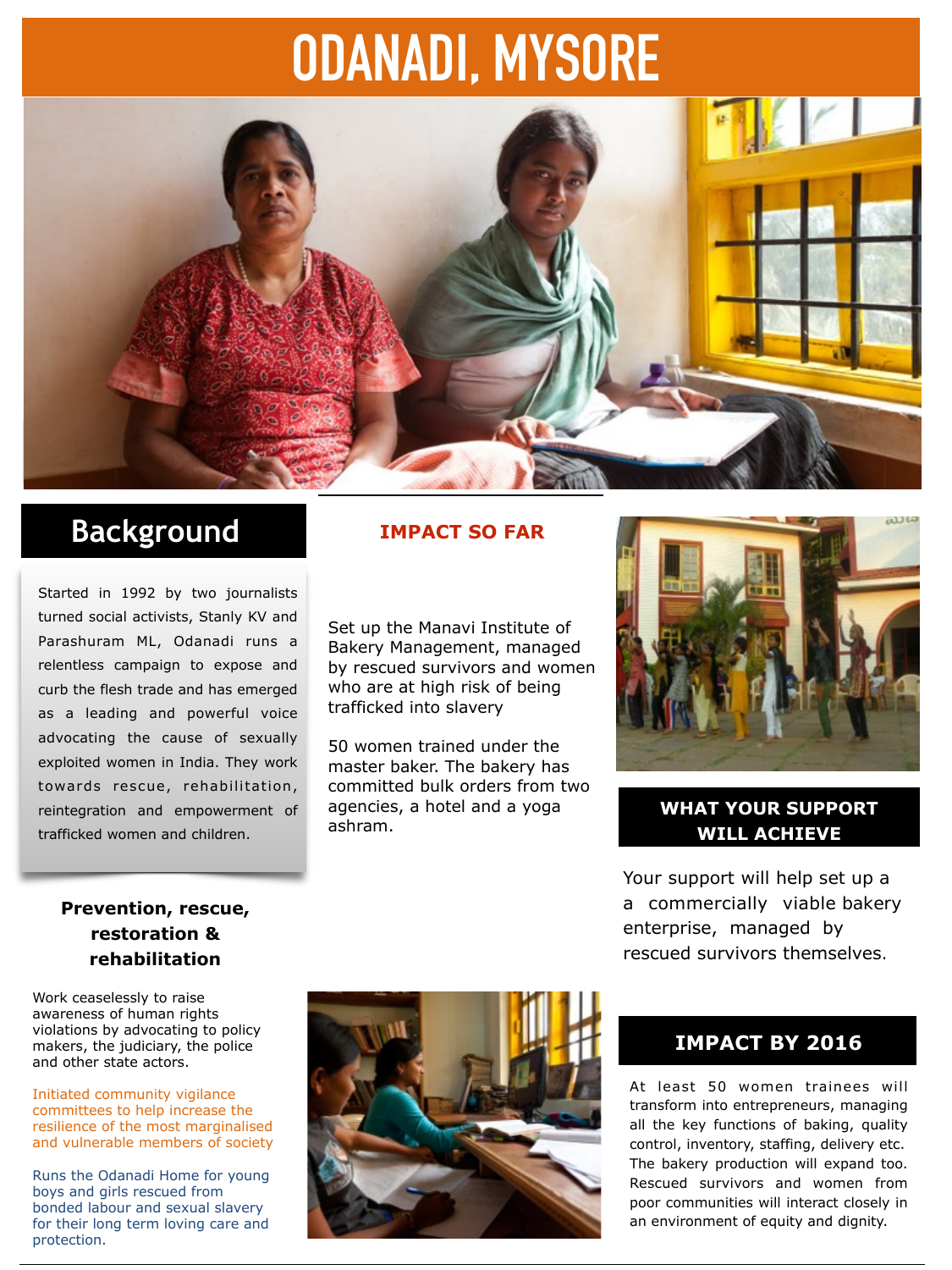# ODANADI, MYSORE

## Background

Started in 1992 by two journalists turned social activists, Stanly KV and Parashuram ML, Odanadi runs a relentless campaign to expose and curb the flesh trade and has emerged as a leading and powerful voice advocating the cause of sexually exploited women in India. They work towards rescue, rehabilitation, reintegration and empowerment of trafficked women and children.

### Prevention, rescue, restoration & rehabilitation

Work ceaselessly to raise awareness of human rights violations by advocating to policy makers, the judiciary, the police and other state actors.

Initiated community vigilance committees to help increase the resilience of the most marginalised and vulnerable members of society

Runs the Odanadi Home for young boys and girls rescued from bonded labour and sexual slavery for their long term loving care and protection.

## IMPACT SO FAR

Set up the Manavi Institute of Bakery Management, managed by rescued survivors and women who are at high risk of being trafficked into slavery

50 women trained under the master baker. The bakery has committed bulk orders from two agencies, a hotel and a yoga ashram.

## WHAT YOUR SUPPORT WILL ACHIEVE

Your support will help set up a a commercially viable bakery enterprise, managed by rescued survivors themselves.

## IMPACT BY 2016

At least 50 women trainees will transform into entrepreneurs, managing all the key functions of baking, quality control, inventory, staffing, delivery etc. The bakery production will expand too. Rescued survivors and women from poor communities will interact closely in an environment of equity and dignity.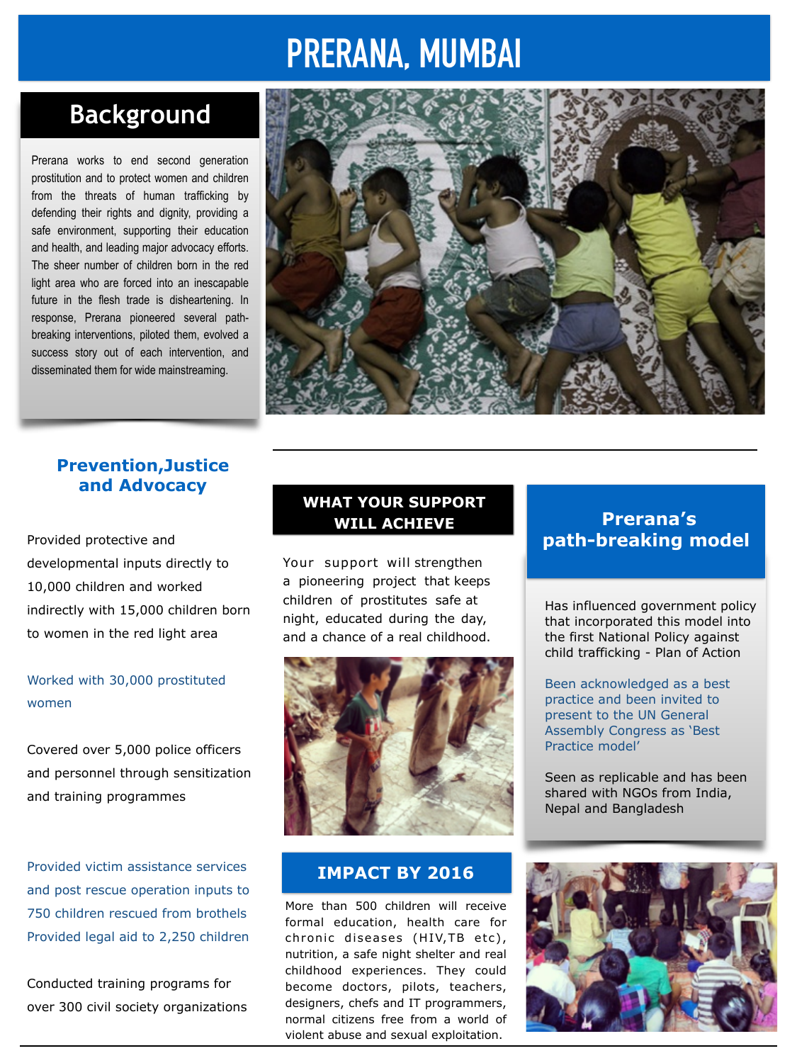# PRERANA, MUMBAI

## Background

Prerana works to end second generation prostitution and to protect women and children from the threats of human trafficking by defending their rights and dignity, providing a safe environment, supporting their education and health, and leading major advocacy efforts. The sheer number of children born in the red light area who are forced into an inescapable future in the flesh trade is disheartening. In response, Prerana pioneered several path-breaking interventions, piloted them, evolved a success story out of each intervention, and disseminated them for wide mainstreaming.

### Prevention,Justice and Advocacy

Provided protective and developmental inputs directly to 10,000 children and worked indirectly with 15,000 children born to women in the red light area

Worked with 30,000 prostituted women

Covered over 5,000 police officers and personnel through sensitization and training programmes

Provided victim assistance services and post rescue operation inputs to 750 children rescued from brothels
Provided legal aid to 2,250 children

Conducted training programs for over 300 civil society organizations

### WHAT YOUR SUPPORT WILL ACHIEVE

Your support will strengthen a pioneering project that keeps children of prostitutes safe at night, educated during the day, and a chance of a real childhood.

### IMPACT BY 2016

More than 500 children will receive formal education, health care for chronic diseases (HIV,TB etc), nutrition, a safe night shelter and real childhood experiences. They could become doctors, pilots, teachers, designers, chefs and IT programmers, normal citizens free from a world of violent abuse and sexual exploitation.

### Prerana's path-breaking model

Has influenced government policy that incorporated this model into the first National Policy against child trafficking - Plan of Action

Been acknowledged as a best practice and been invited to present to the UN General Assembly Congress as 'Best Practice model'

Seen as replicable and has been shared with NGOs from India, Nepal and Bangladesh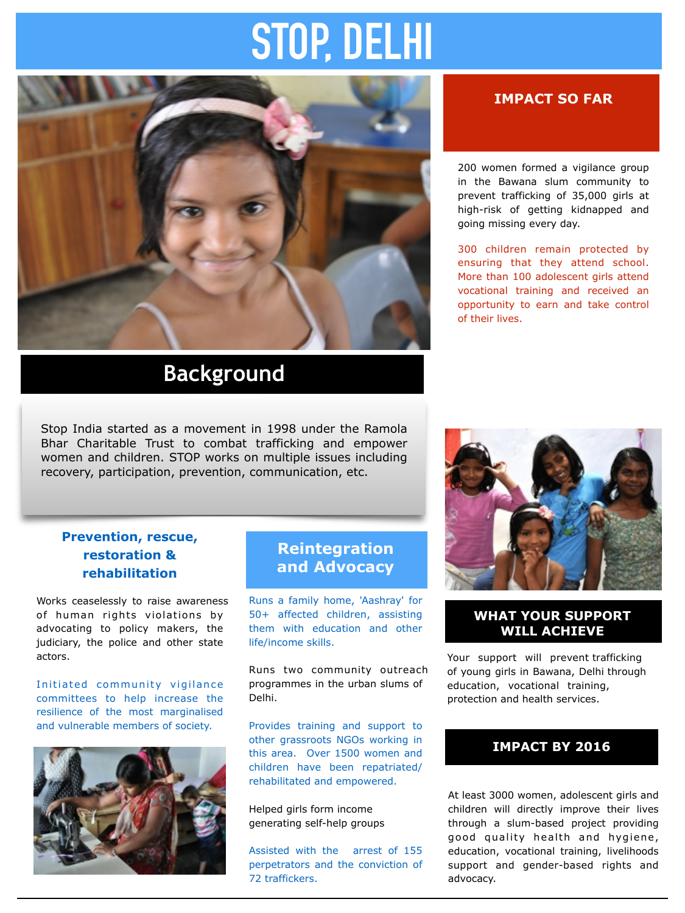# STOP, DELHI

## IMPACT SO FAR

200 women formed a vigilance group in the Bawana slum community to prevent trafficking of 35,000 girls at high-risk of getting kidnapped and going missing every day.

300 children remain protected by ensuring that they attend school. More than 100 adolescent girls attend vocational training and received an opportunity to earn and take control of their lives.

## Background

Stop India started as a movement in 1998 under the Ramola Bhar Charitable Trust to combat trafficking and empower women and children. STOP works on multiple issues including recovery, participation, prevention, communication, etc.

### Prevention, rescue, restoration & rehabilitation

Works ceaselessly to raise awareness of human rights violations by advocating to policy makers, the judiciary, the police and other state actors.

Initiated community vigilance committees to help increase the resilience of the most marginalised and vulnerable members of society.

### Reintegration and Advocacy

Runs a family home, 'Aashray' for 50+ affected children, assisting them with education and other life/income skills.

Runs two community outreach programmes in the urban slums of Delhi.

Provides training and support to other grassroots NGOs working in this area. Over 1500 women and children have been repatriated/ rehabilitated and empowered.

Helped girls form income generating self-help groups

Assisted with the arrest of 155 perpetrators and the conviction of 72 traffickers.

## WHAT YOUR SUPPORT WILL ACHIEVE

Your support will prevent trafficking of young girls in Bawana, Delhi through education, vocational training, protection and health services.

## IMPACT BY 2016

At least 3000 women, adolescent girls and children will directly improve their lives through a slum-based project providing good quality health and hygiene, education, vocational training, livelihoods support and gender-based rights and advocacy.